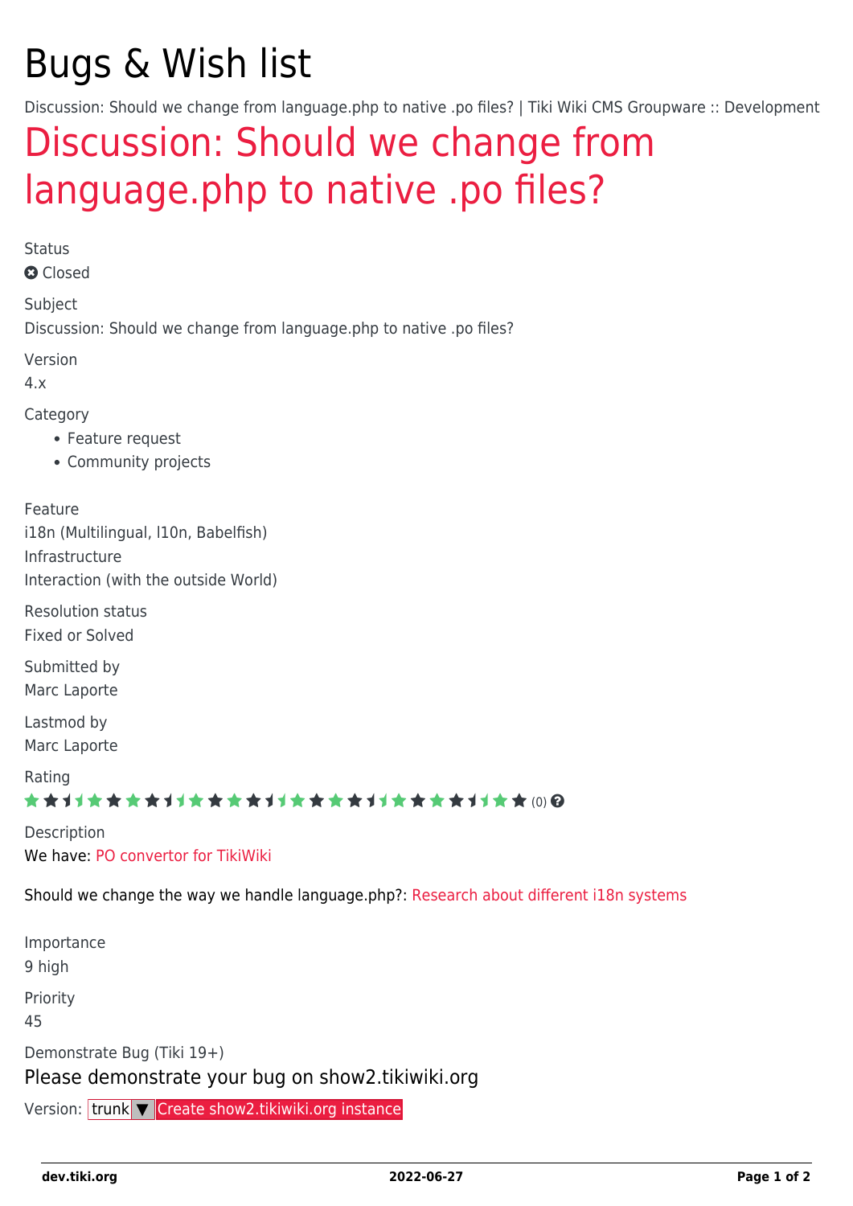# Bugs & Wish list

Discussion: Should we change from language.php to native .po files? | Tiki Wiki CMS Groupware :: Development

## Discussion: Should we change from language.php to native .po files?

Status

Closed

Subject

Discussion: Should we change from language.php to native .po files?

Version

4.x

Category

- Feature request
- Community projects

Feature

i18n (Multilingual, l10n, Babelfish)

Infrastructure

Interaction (with the outside World)

Resolution status

Fixed or Solved

Submitted by

Marc Laporte

Lastmod by

Marc Laporte

Rating

(0)

Description

We have: PO convertor for TikiWiki

Should we change the way we handle language.php?: Research about different i18n systems

Importance

9 high

Priority

45

Demonstrate Bug (Tiki 19+)

Please demonstrate your bug on show2.tikiwiki.org

Version: trunk ▼ Create show2.tikiwiki.org instance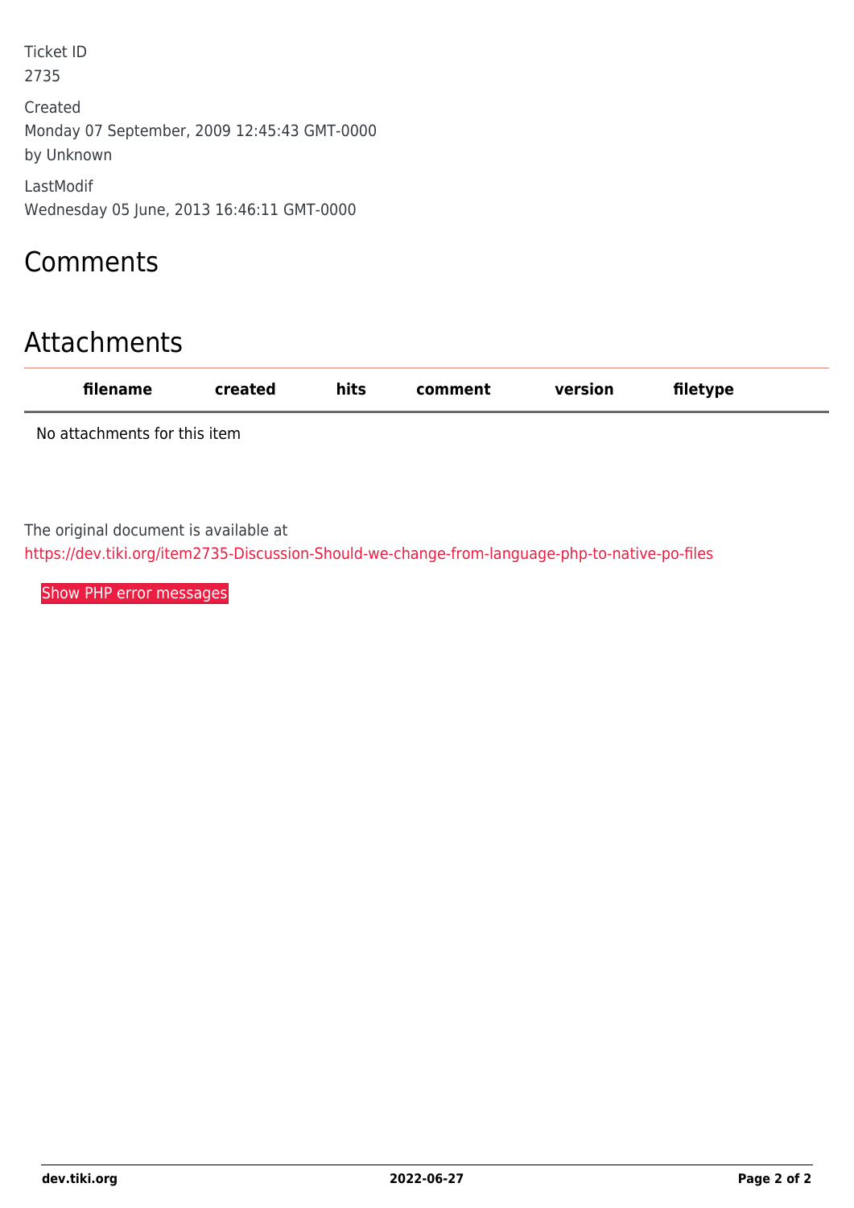Ticket ID
2735

Created
Monday 07 September, 2009 12:45:43 GMT-0000
by Unknown

LastModif
Wednesday 05 June, 2013 16:46:11 GMT-0000

## Comments

## Attachments

| filename | created | hits | comment | version | filetype |
| --- | --- | --- | --- | --- | --- |
| No attachments for this item | | | | | |

The original document is available at
https://dev.tiki.org/item2735-Discussion-Should-we-change-from-language-php-to-native-po-files

Show PHP error messages